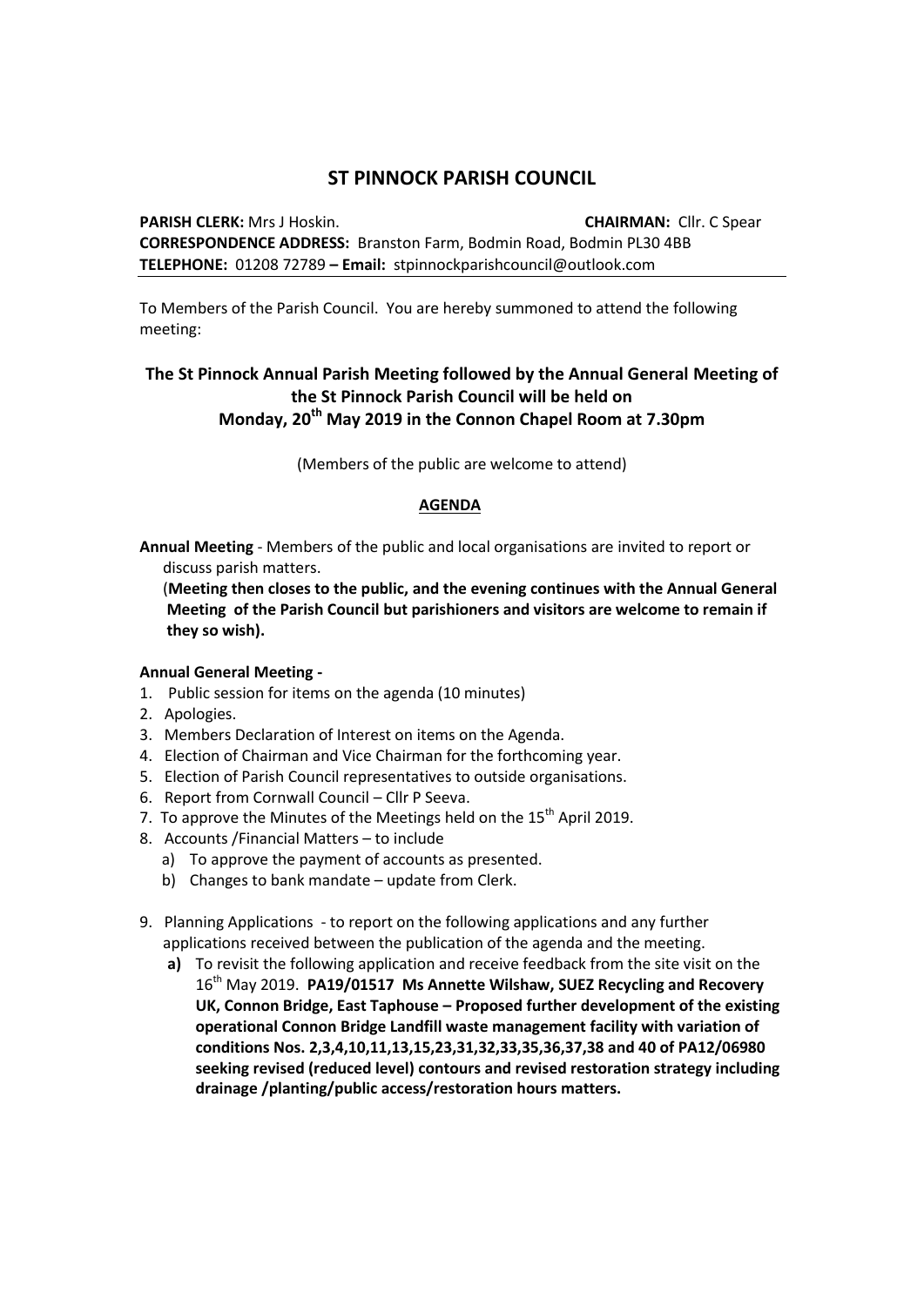# ST PINNOCK PARISH COUNCIL

**PARISH CLERK:** Mrs J Hoskin. **CHAIRMAN:** Cllr. C Spear
**CORRESPONDENCE ADDRESS:** Branston Farm, Bodmin Road, Bodmin PL30 4BB
**TELEPHONE:** 01208 72789 **– Email:** stpinnockparishcouncil@outlook.com

To Members of the Parish Council. You are hereby summoned to attend the following meeting:

## The St Pinnock Annual Parish Meeting followed by the Annual General Meeting of the St Pinnock Parish Council will be held on Monday, 20th May 2019 in the Connon Chapel Room at 7.30pm

(Members of the public are welcome to attend)

### AGENDA

**Annual Meeting** - Members of the public and local organisations are invited to report or discuss parish matters.

(**Meeting then closes to the public, and the evening continues with the Annual General Meeting of the Parish Council but parishioners and visitors are welcome to remain if they so wish).**

**Annual General Meeting -**

1. Public session for items on the agenda (10 minutes)
2. Apologies.
3. Members Declaration of Interest on items on the Agenda.
4. Election of Chairman and Vice Chairman for the forthcoming year.
5. Election of Parish Council representatives to outside organisations.
6. Report from Cornwall Council – Cllr P Seeva.
7. To approve the Minutes of the Meetings held on the 15th April 2019.
8. Accounts /Financial Matters – to include
   a) To approve the payment of accounts as presented.
   b) Changes to bank mandate – update from Clerk.
9. Planning Applications - to report on the following applications and any further applications received between the publication of the agenda and the meeting.
   **a)** To revisit the following application and receive feedback from the site visit on the 16th May 2019. **PA19/01517 Ms Annette Wilshaw, SUEZ Recycling and Recovery UK, Connon Bridge, East Taphouse – Proposed further development of the existing operational Connon Bridge Landfill waste management facility with variation of conditions Nos. 2,3,4,10,11,13,15,23,31,32,33,35,36,37,38 and 40 of PA12/06980 seeking revised (reduced level) contours and revised restoration strategy including drainage /planting/public access/restoration hours matters.**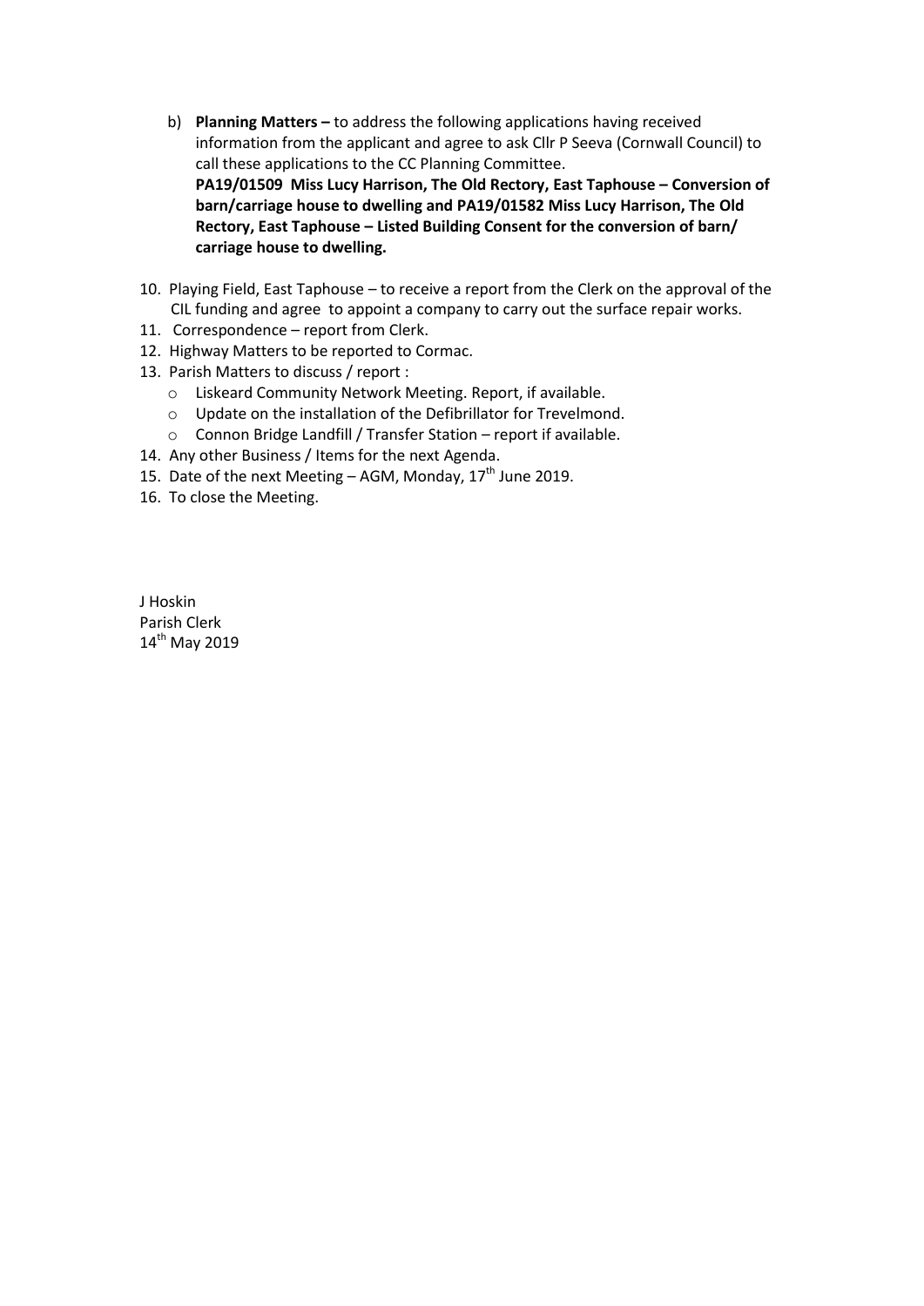b) **Planning Matters –** to address the following applications having received information from the applicant and agree to ask Cllr P Seeva (Cornwall Council) to call these applications to the CC Planning Committee.
   **PA19/01509 Miss Lucy Harrison, The Old Rectory, East Taphouse – Conversion of barn/carriage house to dwelling and PA19/01582 Miss Lucy Harrison, The Old Rectory, East Taphouse – Listed Building Consent for the conversion of barn/ carriage house to dwelling.**

10. Playing Field, East Taphouse – to receive a report from the Clerk on the approval of the CIL funding and agree to appoint a company to carry out the surface repair works.
11. Correspondence – report from Clerk.
12. Highway Matters to be reported to Cormac.
13. Parish Matters to discuss / report :
    - Liskeard Community Network Meeting. Report, if available.
    - Update on the installation of the Defibrillator for Trevelmond.
    - Connon Bridge Landfill / Transfer Station – report if available.
14. Any other Business / Items for the next Agenda.
15. Date of the next Meeting – AGM, Monday, 17th June 2019.
16. To close the Meeting.

J Hoskin
Parish Clerk
14th May 2019